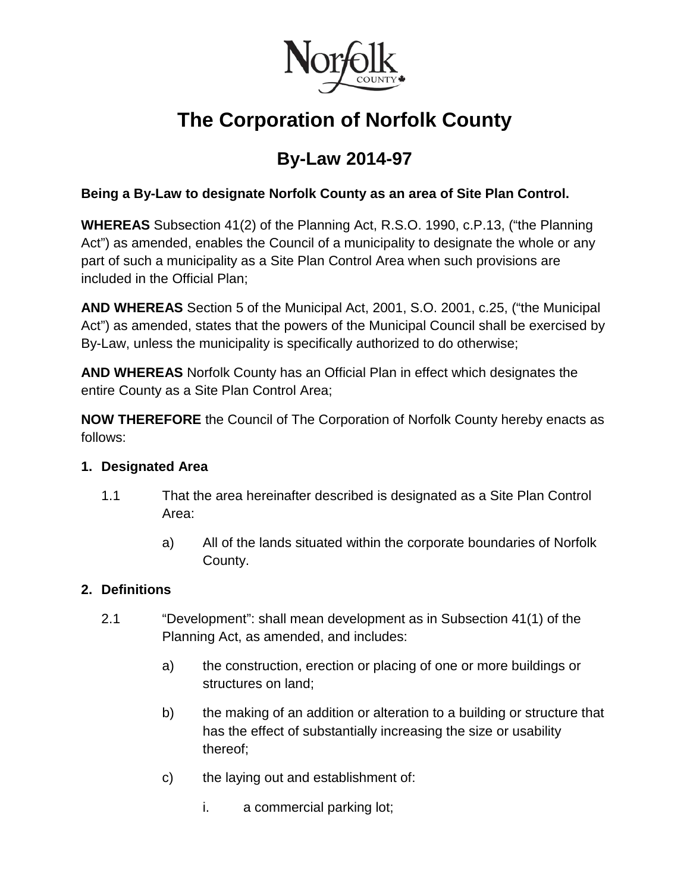# The Corporation of Norfolk County

## By-Law 2014-97

**Being a By-Law to designate Norfolk County as an area of Site Plan Control.**

**WHEREAS** Subsection 41(2) of the Planning Act, R.S.O. 1990, c.P.13, ("the Planning Act") as amended, enables the Council of a municipality to designate the whole or any part of such a municipality as a Site Plan Control Area when such provisions are included in the Official Plan;

**AND WHEREAS** Section 5 of the Municipal Act, 2001, S.O. 2001, c.25, ("the Municipal Act") as amended, states that the powers of the Municipal Council shall be exercised by By-Law, unless the municipality is specifically authorized to do otherwise;

**AND WHEREAS** Norfolk County has an Official Plan in effect which designates the entire County as a Site Plan Control Area;

**NOW THEREFORE** the Council of The Corporation of Norfolk County hereby enacts as follows:

**1. Designated Area**

1.1 That the area hereinafter described is designated as a Site Plan Control Area:

  a) All of the lands situated within the corporate boundaries of Norfolk County.

**2. Definitions**

2.1 "Development": shall mean development as in Subsection 41(1) of the Planning Act, as amended, and includes:

  a) the construction, erection or placing of one or more buildings or structures on land;

  b) the making of an addition or alteration to a building or structure that has the effect of substantially increasing the size or usability thereof;

  c) the laying out and establishment of:

    i. a commercial parking lot;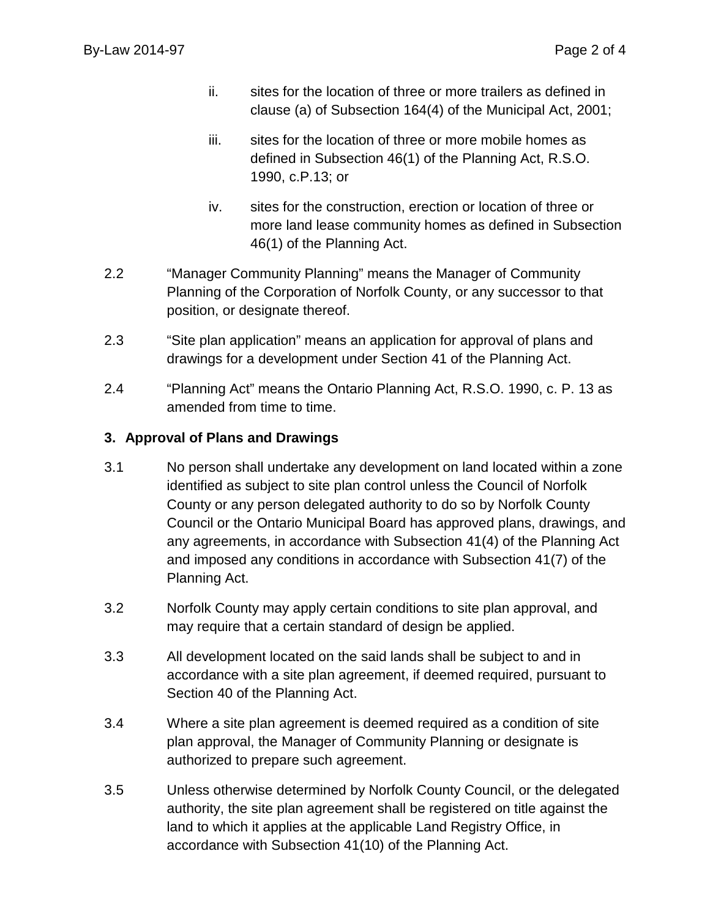ii. sites for the location of three or more trailers as defined in clause (a) of Subsection 164(4) of the Municipal Act, 2001;

iii. sites for the location of three or more mobile homes as defined in Subsection 46(1) of the Planning Act, R.S.O. 1990, c.P.13; or

iv. sites for the construction, erection or location of three or more land lease community homes as defined in Subsection 46(1) of the Planning Act.

2.2 “Manager Community Planning” means the Manager of Community Planning of the Corporation of Norfolk County, or any successor to that position, or designate thereof.

2.3 “Site plan application” means an application for approval of plans and drawings for a development under Section 41 of the Planning Act.

2.4 “Planning Act” means the Ontario Planning Act, R.S.O. 1990, c. P. 13 as amended from time to time.

### 3. Approval of Plans and Drawings

3.1 No person shall undertake any development on land located within a zone identified as subject to site plan control unless the Council of Norfolk County or any person delegated authority to do so by Norfolk County Council or the Ontario Municipal Board has approved plans, drawings, and any agreements, in accordance with Subsection 41(4) of the Planning Act and imposed any conditions in accordance with Subsection 41(7) of the Planning Act.

3.2 Norfolk County may apply certain conditions to site plan approval, and may require that a certain standard of design be applied.

3.3 All development located on the said lands shall be subject to and in accordance with a site plan agreement, if deemed required, pursuant to Section 40 of the Planning Act.

3.4 Where a site plan agreement is deemed required as a condition of site plan approval, the Manager of Community Planning or designate is authorized to prepare such agreement.

3.5 Unless otherwise determined by Norfolk County Council, or the delegated authority, the site plan agreement shall be registered on title against the land to which it applies at the applicable Land Registry Office, in accordance with Subsection 41(10) of the Planning Act.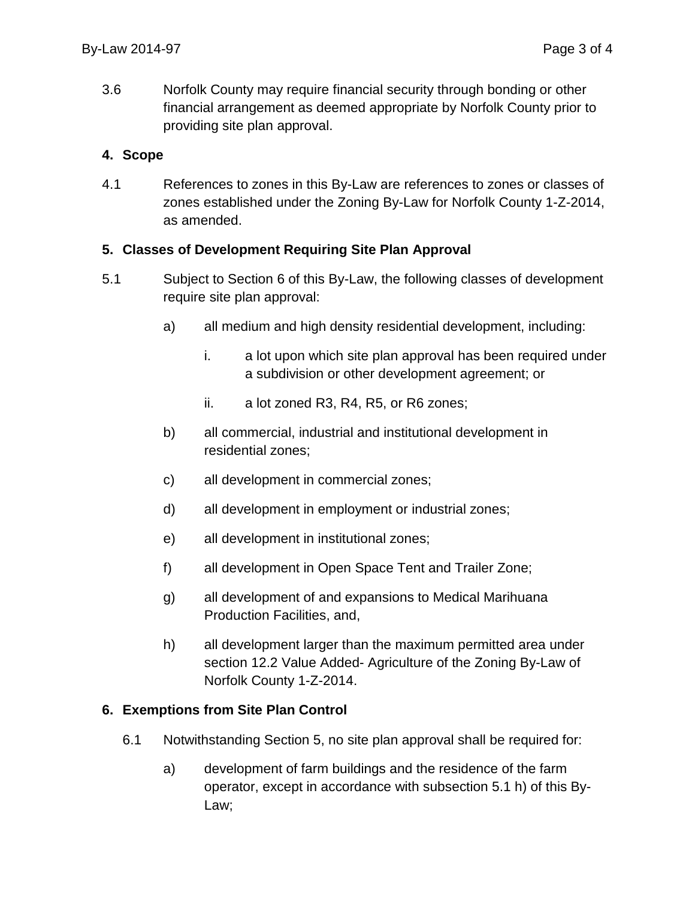3.6 Norfolk County may require financial security through bonding or other financial arrangement as deemed appropriate by Norfolk County prior to providing site plan approval.

## 4. Scope

4.1 References to zones in this By-Law are references to zones or classes of zones established under the Zoning By-Law for Norfolk County 1-Z-2014, as amended.

## 5. Classes of Development Requiring Site Plan Approval

5.1 Subject to Section 6 of this By-Law, the following classes of development require site plan approval:

a) all medium and high density residential development, including:

   i. a lot upon which site plan approval has been required under a subdivision or other development agreement; or

   ii. a lot zoned R3, R4, R5, or R6 zones;

b) all commercial, industrial and institutional development in residential zones;

c) all development in commercial zones;

d) all development in employment or industrial zones;

e) all development in institutional zones;

f) all development in Open Space Tent and Trailer Zone;

g) all development of and expansions to Medical Marihuana Production Facilities, and,

h) all development larger than the maximum permitted area under section 12.2 Value Added- Agriculture of the Zoning By-Law of Norfolk County 1-Z-2014.

## 6. Exemptions from Site Plan Control

6.1 Notwithstanding Section 5, no site plan approval shall be required for:

a) development of farm buildings and the residence of the farm operator, except in accordance with subsection 5.1 h) of this By-Law;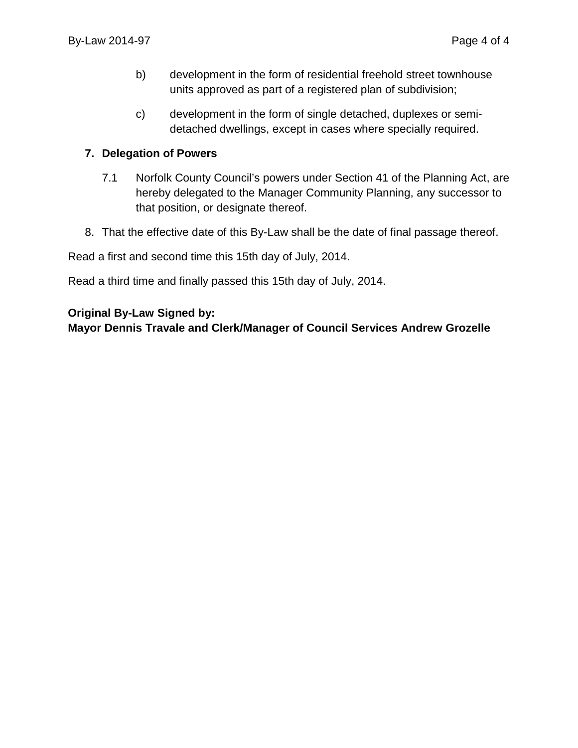b) development in the form of residential freehold street townhouse units approved as part of a registered plan of subdivision;

c) development in the form of single detached, duplexes or semi-detached dwellings, except in cases where specially required.

**7. Delegation of Powers**

7.1 Norfolk County Council's powers under Section 41 of the Planning Act, are hereby delegated to the Manager Community Planning, any successor to that position, or designate thereof.

8. That the effective date of this By-Law shall be the date of final passage thereof.

Read a first and second time this 15th day of July, 2014.

Read a third time and finally passed this 15th day of July, 2014.

**Original By-Law Signed by:**
**Mayor Dennis Travale and Clerk/Manager of Council Services Andrew Grozelle**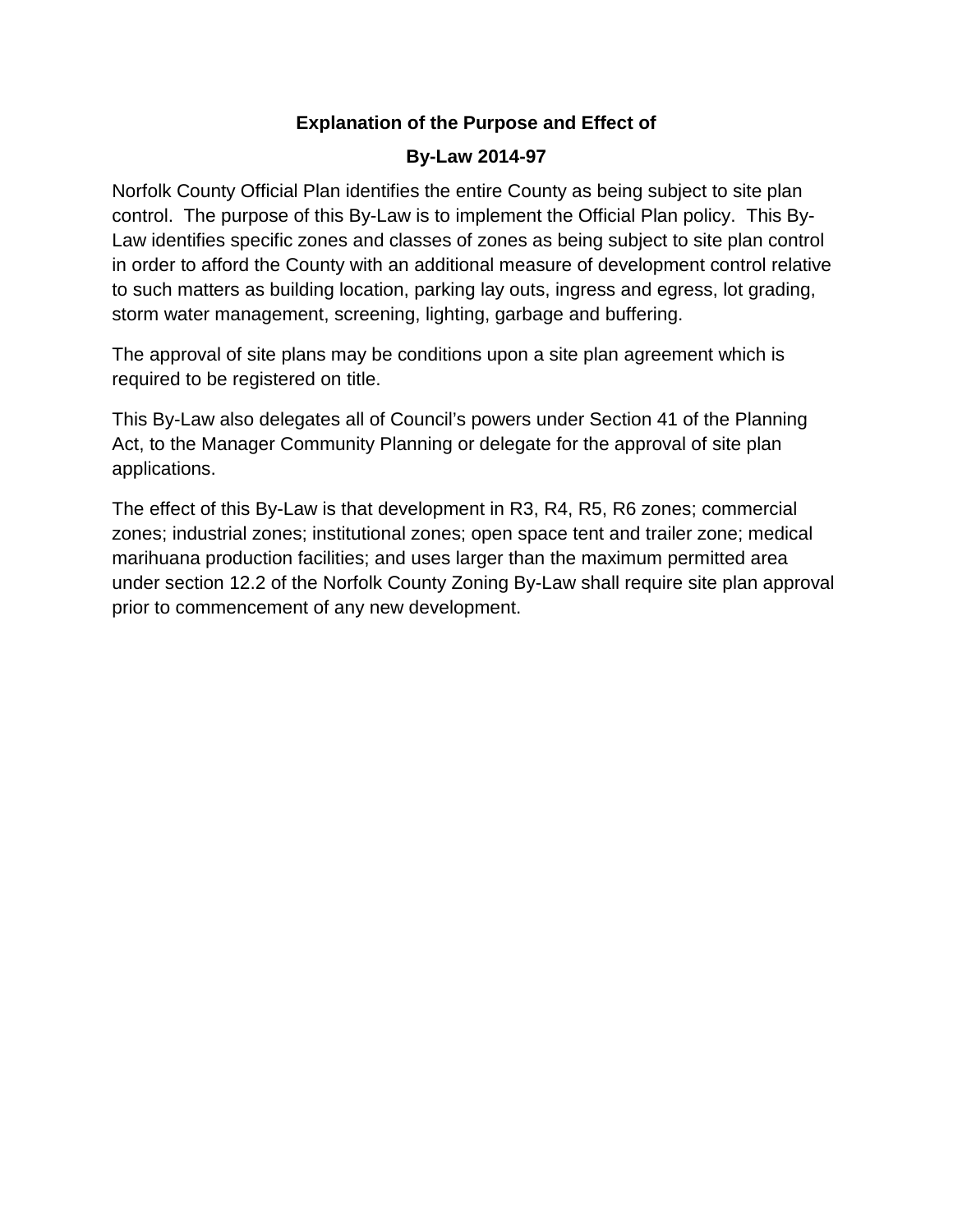# Explanation of the Purpose and Effect of

# By-Law 2014-97

Norfolk County Official Plan identifies the entire County as being subject to site plan control. The purpose of this By-Law is to implement the Official Plan policy. This By-Law identifies specific zones and classes of zones as being subject to site plan control in order to afford the County with an additional measure of development control relative to such matters as building location, parking lay outs, ingress and egress, lot grading, storm water management, screening, lighting, garbage and buffering.

The approval of site plans may be conditions upon a site plan agreement which is required to be registered on title.

This By-Law also delegates all of Council's powers under Section 41 of the Planning Act, to the Manager Community Planning or delegate for the approval of site plan applications.

The effect of this By-Law is that development in R3, R4, R5, R6 zones; commercial zones; industrial zones; institutional zones; open space tent and trailer zone; medical marihuana production facilities; and uses larger than the maximum permitted area under section 12.2 of the Norfolk County Zoning By-Law shall require site plan approval prior to commencement of any new development.